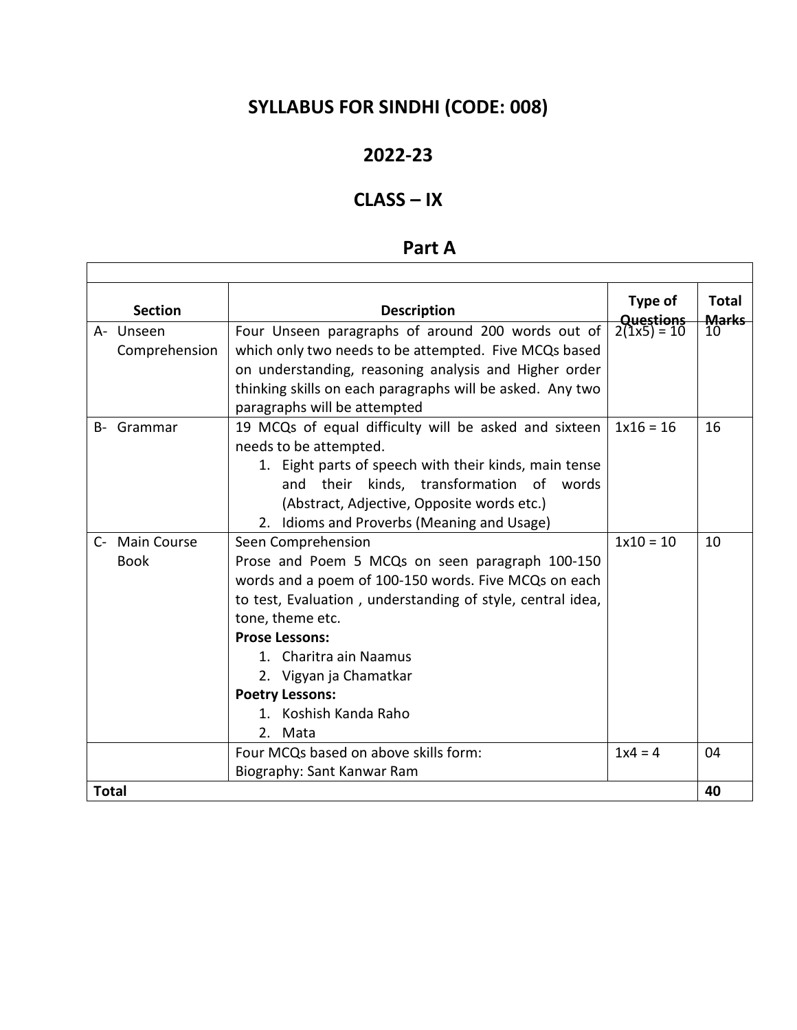# SYLLABUS FOR SINDHI (CODE: 008)

## 2022-23

## CLASS – IX

## Part A

| Section | Description | Type of Questions | Total Marks |
|---|---|---|---|
| A- Unseen Comprehension | Four Unseen paragraphs of around 200 words out of which only two needs to be attempted. Five MCQs based on understanding, reasoning analysis and Higher order thinking skills on each paragraphs will be asked. Any two paragraphs will be attempted | 2(1x5) = 10 | 10 |
| B- Grammar | 19 MCQs of equal difficulty will be asked and sixteen needs to be attempted.<br>1. Eight parts of speech with their kinds, main tense and their kinds, transformation of words (Abstract, Adjective, Opposite words etc.)<br>2. Idioms and Proverbs (Meaning and Usage) | 1x16 = 16 | 16 |
| C- Main Course Book | Seen Comprehension<br>Prose and Poem 5 MCQs on seen paragraph 100-150 words and a poem of 100-150 words. Five MCQs on each to test, Evaluation , understanding of style, central idea, tone, theme etc.<br>**Prose Lessons:**<br>1. Charitra ain Naamus<br>2. Vigyan ja Chamatkar<br>**Poetry Lessons:**<br>1. Koshish Kanda Raho<br>2. Mata | 1x10 = 10 | 10 |
| | Four MCQs based on above skills form:<br>Biography: Sant Kanwar Ram | 1x4 = 4 | 04 |
| **Total** | | | **40** |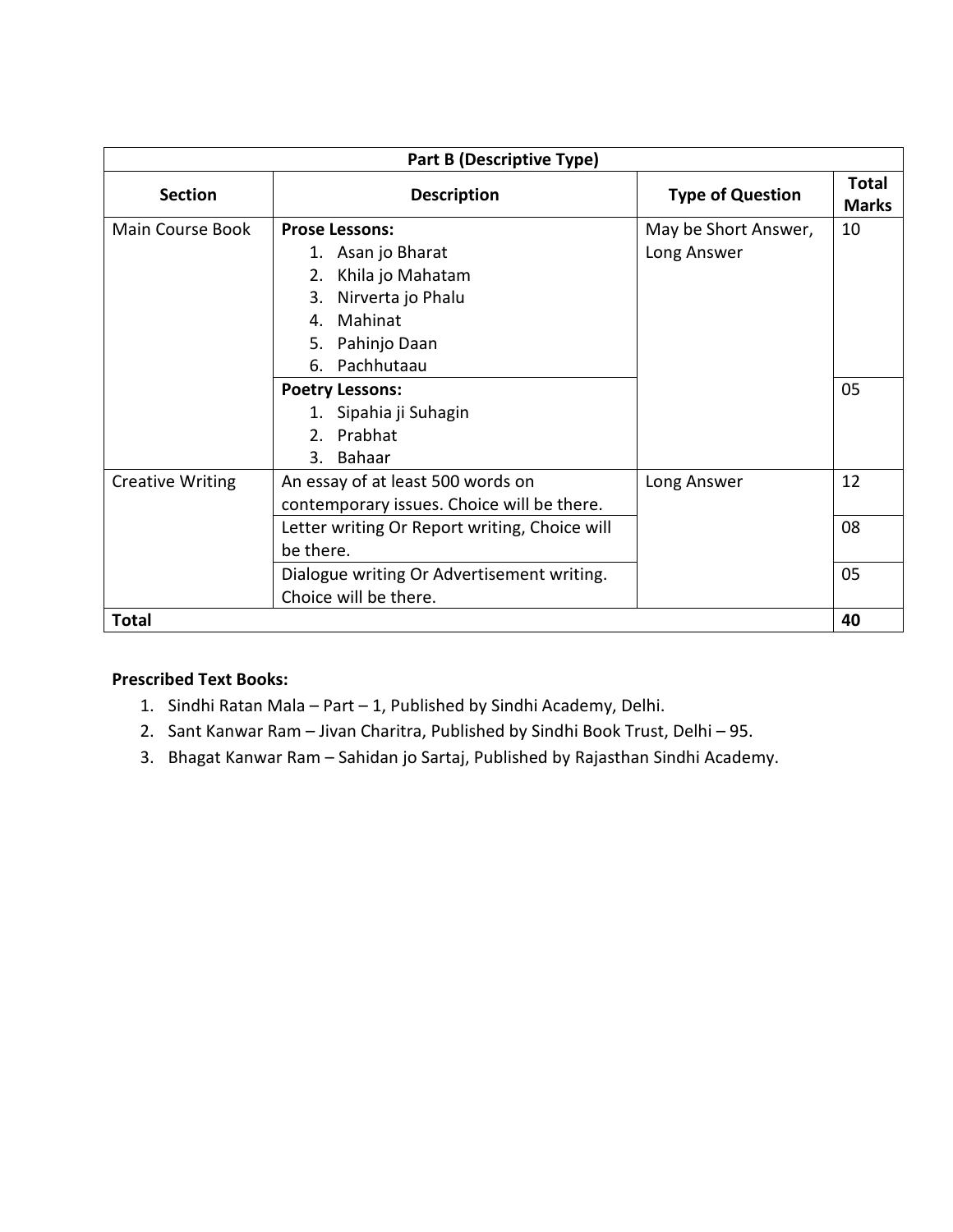| Part B (Descriptive Type) | | | |
|---|---|---|---|
| **Section** | **Description** | **Type of Question** | **Total Marks** |
| Main Course Book | **Prose Lessons:**<br>1. Asan jo Bharat<br>2. Khila jo Mahatam<br>3. Nirverta jo Phalu<br>4. Mahinat<br>5. Pahinjo Daan<br>6. Pachhutaau | May be Short Answer, Long Answer | 10 |
| | **Poetry Lessons:**<br>1. Sipahia ji Suhagin<br>2. Prabhat<br>3. Bahaar | | 05 |
| Creative Writing | An essay of at least 500 words on contemporary issues. Choice will be there. | Long Answer | 12 |
| | Letter writing Or Report writing, Choice will be there. | | 08 |
| | Dialogue writing Or Advertisement writing. Choice will be there. | | 05 |
| **Total** | | | **40** |

**Prescribed Text Books:**

1. Sindhi Ratan Mala – Part – 1, Published by Sindhi Academy, Delhi.
2. Sant Kanwar Ram – Jivan Charitra, Published by Sindhi Book Trust, Delhi – 95.
3. Bhagat Kanwar Ram – Sahidan jo Sartaj, Published by Rajasthan Sindhi Academy.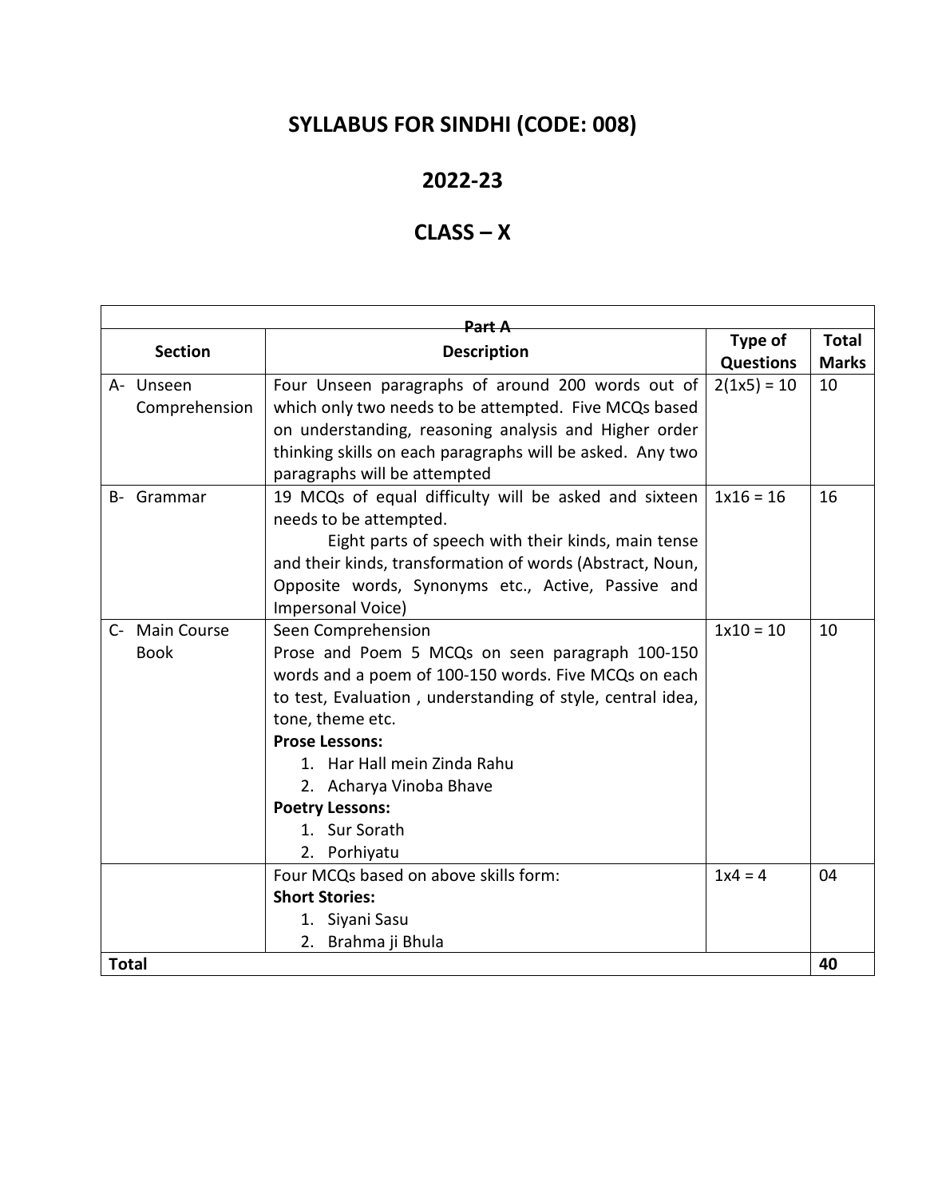# SYLLABUS FOR SINDHI (CODE: 008)

## 2022-23

## CLASS – X

| Part A | | | |
|---|---|---|---|
| **Section** | **Description** | **Type of Questions** | **Total Marks** |
| A- Unseen Comprehension | Four Unseen paragraphs of around 200 words out of which only two needs to be attempted. Five MCQs based on understanding, reasoning analysis and Higher order thinking skills on each paragraphs will be asked. Any two paragraphs will be attempted | 2(1x5) = 10 | 10 |
| B- Grammar | 19 MCQs of equal difficulty will be asked and sixteen needs to be attempted.<br>Eight parts of speech with their kinds, main tense and their kinds, transformation of words (Abstract, Noun, Opposite words, Synonyms etc., Active, Passive and Impersonal Voice) | 1x16 = 16 | 16 |
| C- Main Course Book | Seen Comprehension<br>Prose and Poem 5 MCQs on seen paragraph 100-150 words and a poem of 100-150 words. Five MCQs on each to test, Evaluation , understanding of style, central idea, tone, theme etc.<br>**Prose Lessons:**<br>1. Har Hall mein Zinda Rahu<br>2. Acharya Vinoba Bhave<br>**Poetry Lessons:**<br>1. Sur Sorath<br>2. Porhiyatu | 1x10 = 10 | 10 |
| | Four MCQs based on above skills form:<br>**Short Stories:**<br>1. Siyani Sasu<br>2. Brahma ji Bhula | 1x4 = 4 | 04 |
| **Total** | | | **40** |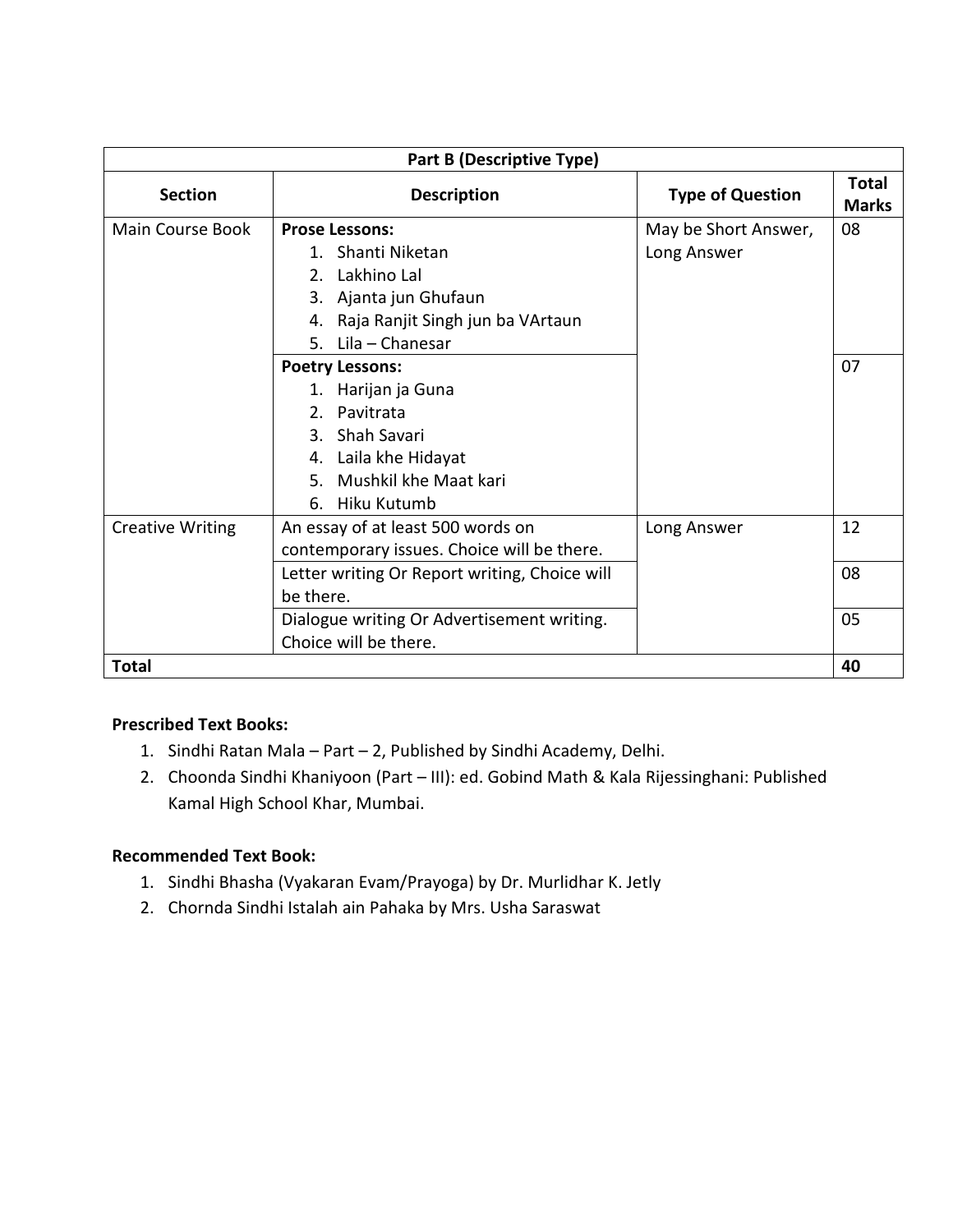| Part B (Descriptive Type) | | | |
|---|---|---|---|
| **Section** | **Description** | **Type of Question** | **Total Marks** |
| Main Course Book | **Prose Lessons:**<br>1. Shanti Niketan<br>2. Lakhino Lal<br>3. Ajanta jun Ghufaun<br>4. Raja Ranjit Singh jun ba VArtaun<br>5. Lila – Chanesar | May be Short Answer, Long Answer | 08 |
| | **Poetry Lessons:**<br>1. Harijan ja Guna<br>2. Pavitrata<br>3. Shah Savari<br>4. Laila khe Hidayat<br>5. Mushkil khe Maat kari<br>6. Hiku Kutumb | | 07 |
| Creative Writing | An essay of at least 500 words on contemporary issues. Choice will be there. | Long Answer | 12 |
| | Letter writing Or Report writing, Choice will be there. | | 08 |
| | Dialogue writing Or Advertisement writing. Choice will be there. | | 05 |
| **Total** | | | **40** |

**Prescribed Text Books:**

1. Sindhi Ratan Mala – Part – 2, Published by Sindhi Academy, Delhi.
2. Choonda Sindhi Khaniyoon (Part – III): ed. Gobind Math & Kala Rijessinghani: Published Kamal High School Khar, Mumbai.

**Recommended Text Book:**

1. Sindhi Bhasha (Vyakaran Evam/Prayoga) by Dr. Murlidhar K. Jetly
2. Chornda Sindhi Istalah ain Pahaka by Mrs. Usha Saraswat